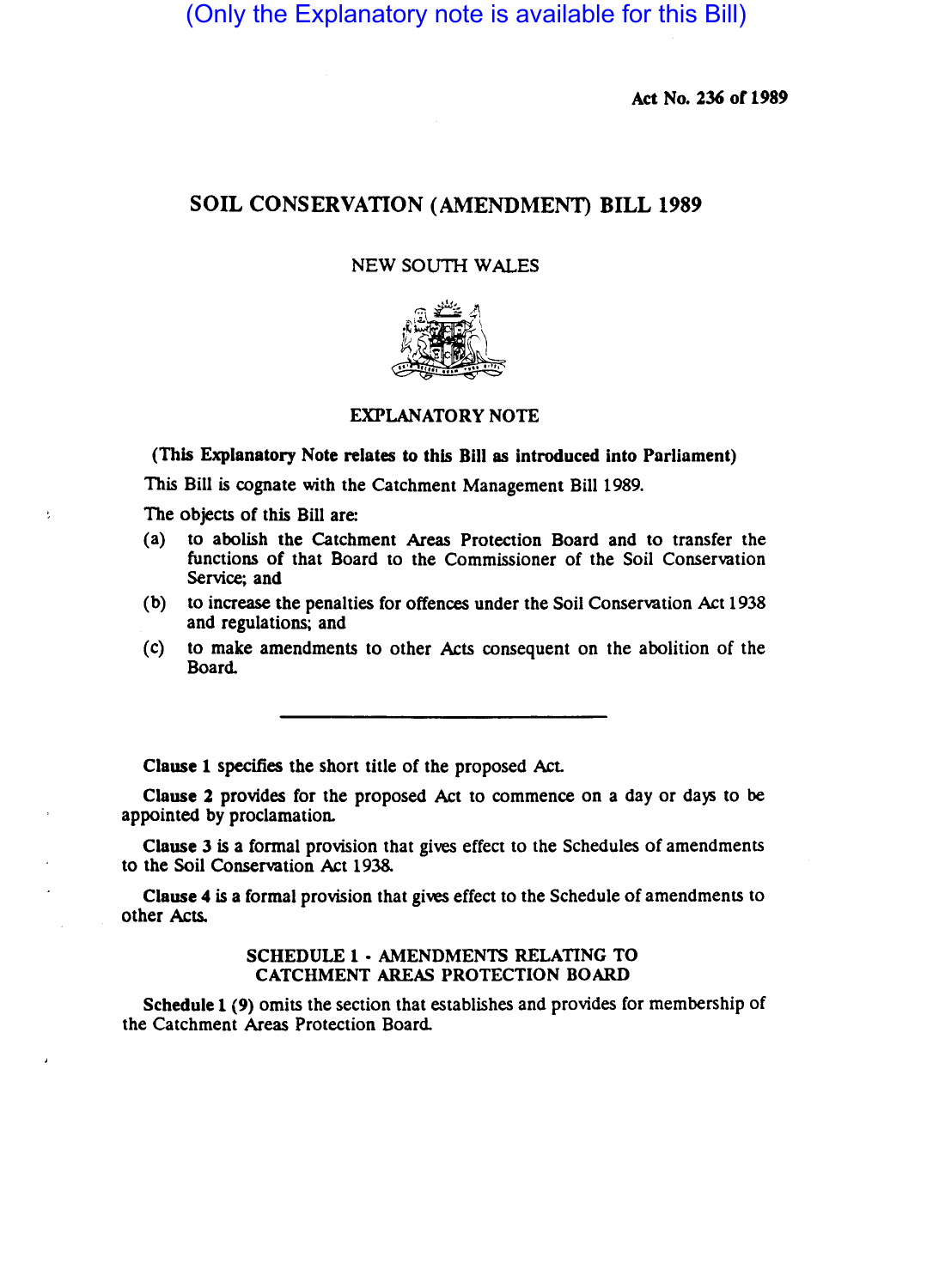(Only the Explanatory note is available for this Bill)

**Act No. 236 of 1989**

# SOIL CONSERVATION (AMENDMENT) BILL 1989

NEW SOUTH WALES

## EXPLANATORY NOTE

**(This Explanatory Note relates to this Bill as introduced into Parliament)**

This Bill is cognate with the Catchment Management Bill 1989.

The objects of this Bill are:

(a) to abolish the Catchment Areas Protection Board and to transfer the functions of that Board to the Commissioner of the Soil Conservation Service; and

(b) to increase the penalties for offences under the Soil Conservation Act 1938 and regulations; and

(c) to make amendments to other Acts consequent on the abolition of the Board.

---

**Clause 1** specifies the short title of the proposed Act.

**Clause 2** provides for the proposed Act to commence on a day or days to be appointed by proclamation.

**Clause 3** is a formal provision that gives effect to the Schedules of amendments to the Soil Conservation Act 1938.

**Clause 4** is a formal provision that gives effect to the Schedule of amendments to other Acts.

### SCHEDULE 1 - AMENDMENTS RELATING TO CATCHMENT AREAS PROTECTION BOARD

**Schedule 1 (9)** omits the section that establishes and provides for membership of the Catchment Areas Protection Board.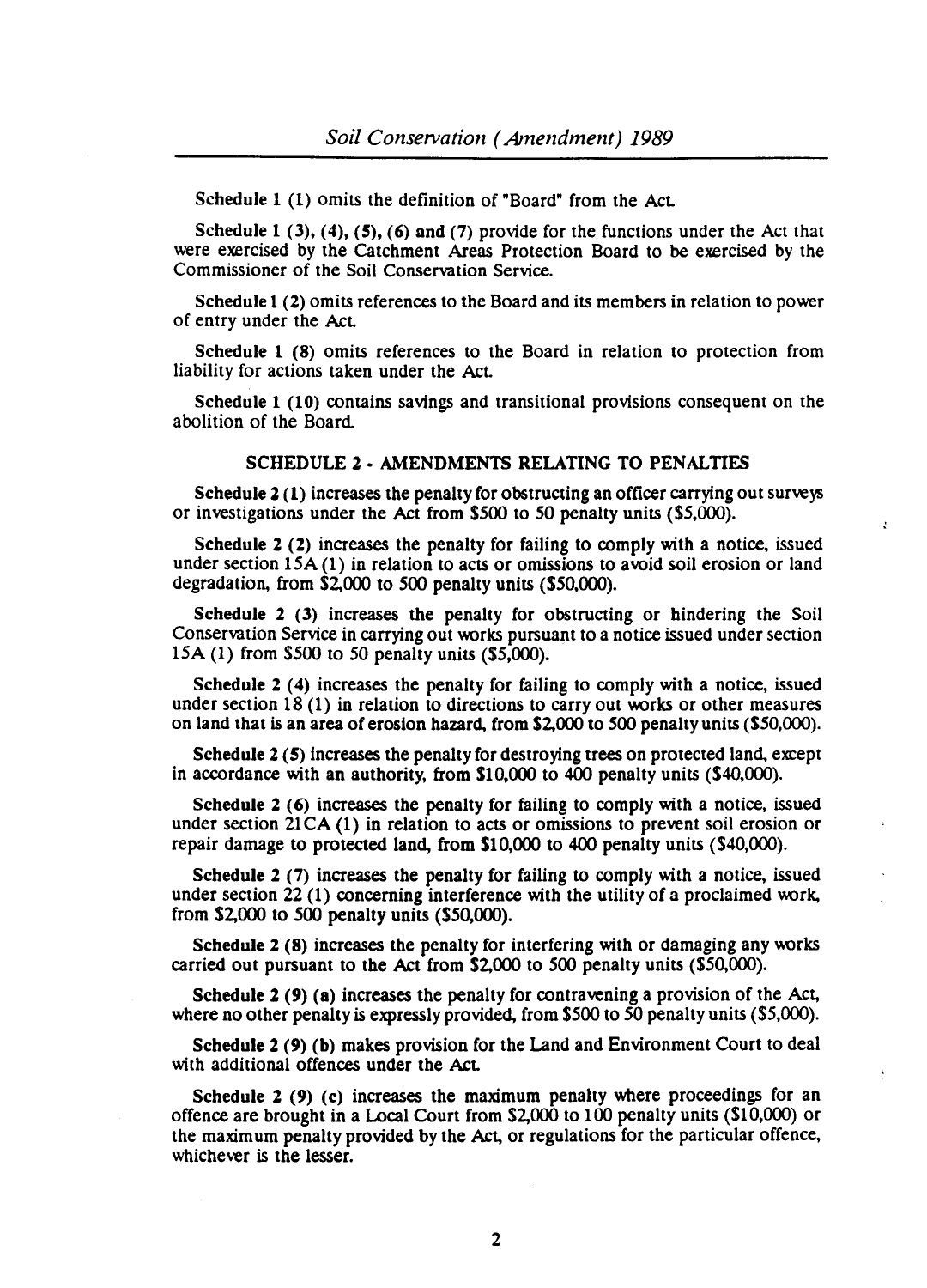Schedule 1 (1) omits the definition of "Board" from the Act.

Schedule 1 (3), (4), (5), (6) and (7) provide for the functions under the Act that were exercised by the Catchment Areas Protection Board to be exercised by the Commissioner of the Soil Conservation Service.

Schedule 1 (2) omits references to the Board and its members in relation to power of entry under the Act.

Schedule 1 (8) omits references to the Board in relation to protection from liability for actions taken under the Act.

Schedule 1 (10) contains savings and transitional provisions consequent on the abolition of the Board.

## SCHEDULE 2 - AMENDMENTS RELATING TO PENALTIES

**Schedule 2 (1)** increases the penalty for obstructing an officer carrying out surveys or investigations under the Act from $500 to 50 penalty units ($5,000).

**Schedule 2 (2)** increases the penalty for failing to comply with a notice, issued under section 15A (1) in relation to acts or omissions to avoid soil erosion or land degradation, from $2,000 to 500 penalty units ($50,000).

**Schedule 2 (3)** increases the penalty for obstructing or hindering the Soil Conservation Service in carrying out works pursuant to a notice issued under section 15A (1) from $500 to 50 penalty units ($5,000).

**Schedule 2 (4)** increases the penalty for failing to comply with a notice, issued under section 18 (1) in relation to directions to carry out works or other measures on land that is an area of erosion hazard, from $2,000 to 500 penalty units ($50,000).

**Schedule 2 (5)** increases the penalty for destroying trees on protected land, except in accordance with an authority, from $10,000 to 400 penalty units ($40,000).

**Schedule 2 (6)** increases the penalty for failing to comply with a notice, issued under section 21CA (1) in relation to acts or omissions to prevent soil erosion or repair damage to protected land, from $10,000 to 400 penalty units ($40,000).

**Schedule 2 (7)** increases the penalty for failing to comply with a notice, issued under section 22 (1) concerning interference with the utility of a proclaimed work, from $2,000 to 500 penalty units ($50,000).

**Schedule 2 (8)** increases the penalty for interfering with or damaging any works carried out pursuant to the Act from $2,000 to 500 penalty units ($50,000).

**Schedule 2 (9) (a)** increases the penalty for contravening a provision of the Act, where no other penalty is expressly provided, from $500 to 50 penalty units ($5,000).

**Schedule 2 (9) (b)** makes provision for the Land and Environment Court to deal with additional offences under the Act.

**Schedule 2 (9) (c)** increases the maximum penalty where proceedings for an offence are brought in a Local Court from $2,000 to 100 penalty units ($10,000) or the maximum penalty provided by the Act, or regulations for the particular offence, whichever is the lesser.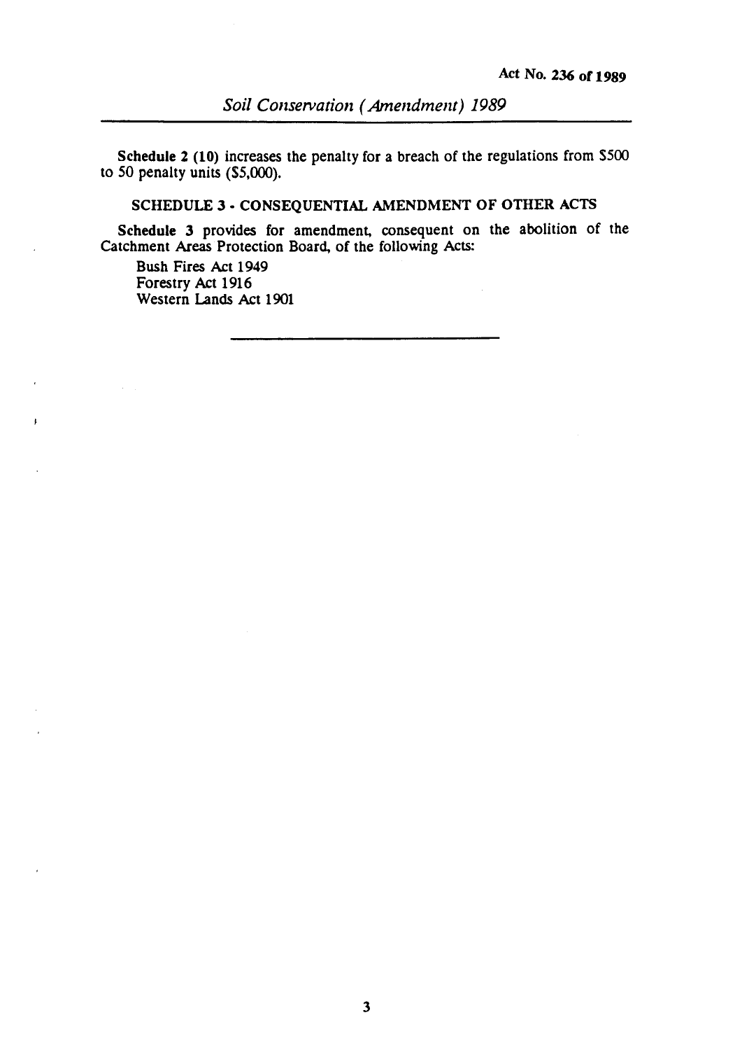Schedule 2 (10) increases the penalty for a breach of the regulations from $500 to 50 penalty units ($5,000).

## SCHEDULE 3 - CONSEQUENTIAL AMENDMENT OF OTHER ACTS

**Schedule 3** provides for amendment, consequent on the abolition of the Catchment Areas Protection Board, of the following Acts:

Bush Fires Act 1949
Forestry Act 1916
Western Lands Act 1901